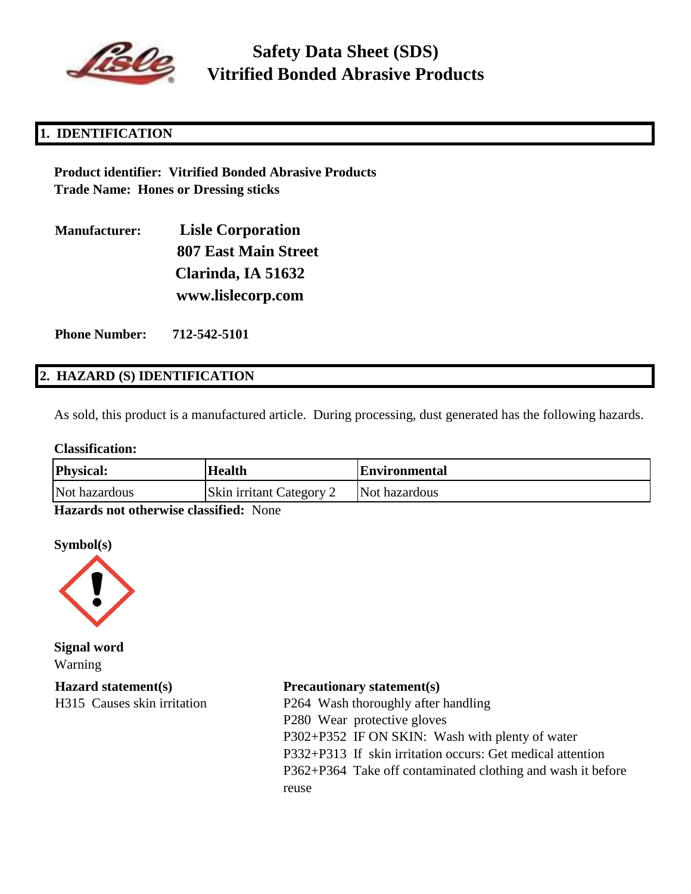# Safety Data Sheet (SDS)
# Vitrified Bonded Abrasive Products

## 1. IDENTIFICATION

**Product identifier: Vitrified Bonded Abrasive Products**
**Trade Name: Hones or Dressing sticks**

**Manufacturer:** **Lisle Corporation**
**807 East Main Street**
**Clarinda, IA 51632**
**www.lislecorp.com**

**Phone Number:** **712-542-5101**

## 2. HAZARD (S) IDENTIFICATION

As sold, this product is a manufactured article. During processing, dust generated has the following hazards.

**Classification:**

| Physical: | Health | Environmental |
|---|---|---|
| Not hazardous | Skin irritant Category 2 | Not hazardous |

**Hazards not otherwise classified:** None

**Symbol(s)**

**Signal word**
Warning

**Hazard statement(s)**
H315 Causes skin irritation

**Precautionary statement(s)**
P264 Wash thoroughly after handling
P280 Wear protective gloves
P302+P352 IF ON SKIN: Wash with plenty of water
P332+P313 If skin irritation occurs: Get medical attention
P362+P364 Take off contaminated clothing and wash it before reuse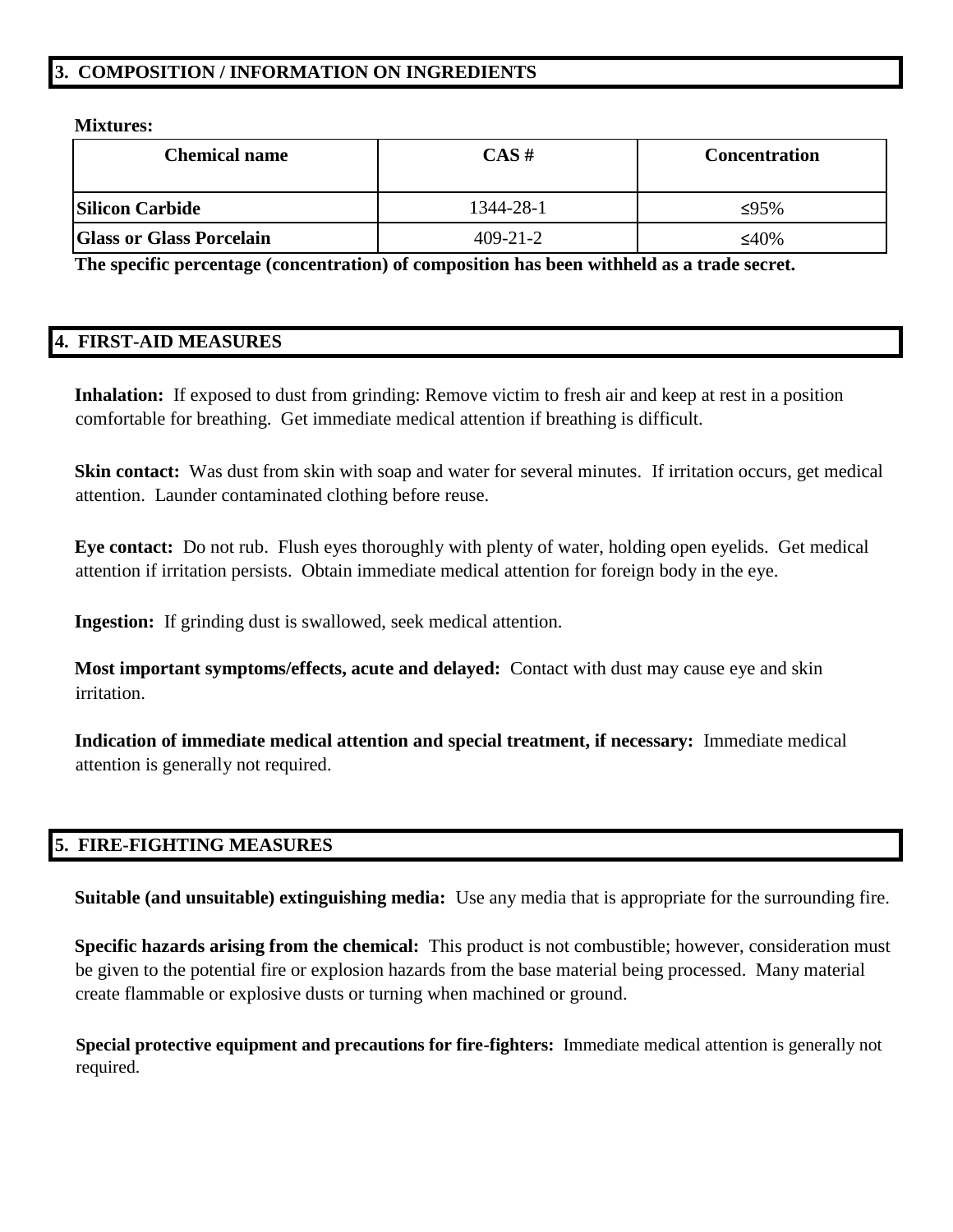## 3. COMPOSITION / INFORMATION ON INGREDIENTS

**Mixtures:**

| Chemical name | CAS # | Concentration |
|---|---|---|
| **Silicon Carbide** | 1344-28-1 | ≤95% |
| **Glass or Glass Porcelain** | 409-21-2 | ≤40% |

**The specific percentage (concentration) of composition has been withheld as a trade secret.**

## 4. FIRST-AID MEASURES

**Inhalation:** If exposed to dust from grinding: Remove victim to fresh air and keep at rest in a position comfortable for breathing. Get immediate medical attention if breathing is difficult.

**Skin contact:** Was dust from skin with soap and water for several minutes. If irritation occurs, get medical attention. Launder contaminated clothing before reuse.

**Eye contact:** Do not rub. Flush eyes thoroughly with plenty of water, holding open eyelids. Get medical attention if irritation persists. Obtain immediate medical attention for foreign body in the eye.

**Ingestion:** If grinding dust is swallowed, seek medical attention.

**Most important symptoms/effects, acute and delayed:** Contact with dust may cause eye and skin irritation.

**Indication of immediate medical attention and special treatment, if necessary:** Immediate medical attention is generally not required.

## 5. FIRE-FIGHTING MEASURES

**Suitable (and unsuitable) extinguishing media:** Use any media that is appropriate for the surrounding fire.

**Specific hazards arising from the chemical:** This product is not combustible; however, consideration must be given to the potential fire or explosion hazards from the base material being processed. Many material create flammable or explosive dusts or turning when machined or ground.

**Special protective equipment and precautions for fire-fighters:** Immediate medical attention is generally not required.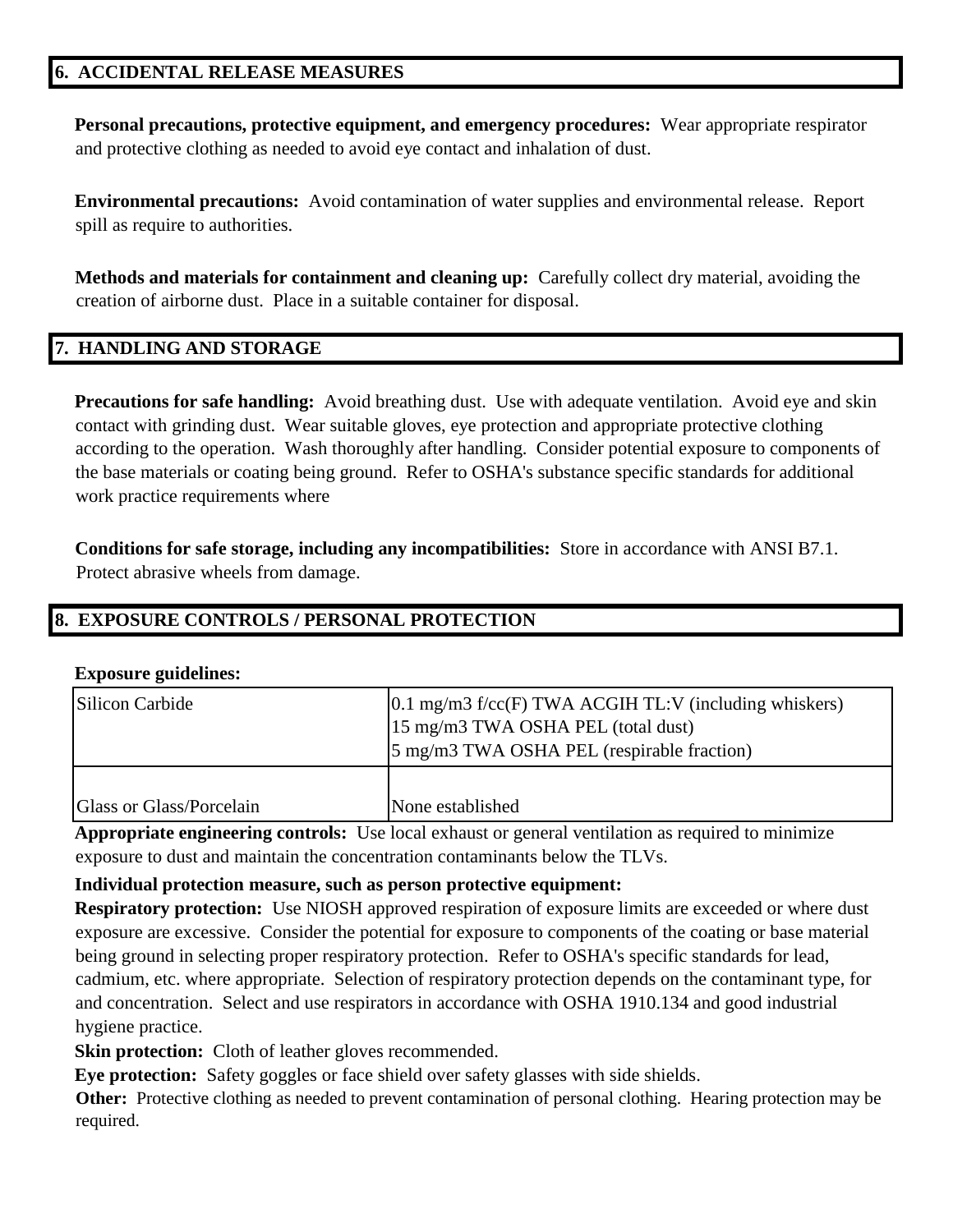## 6. ACCIDENTAL RELEASE MEASURES

**Personal precautions, protective equipment, and emergency procedures:** Wear appropriate respirator and protective clothing as needed to avoid eye contact and inhalation of dust.

**Environmental precautions:** Avoid contamination of water supplies and environmental release. Report spill as require to authorities.

**Methods and materials for containment and cleaning up:** Carefully collect dry material, avoiding the creation of airborne dust. Place in a suitable container for disposal.

## 7. HANDLING AND STORAGE

**Precautions for safe handling:** Avoid breathing dust. Use with adequate ventilation. Avoid eye and skin contact with grinding dust. Wear suitable gloves, eye protection and appropriate protective clothing according to the operation. Wash thoroughly after handling. Consider potential exposure to components of the base materials or coating being ground. Refer to OSHA's substance specific standards for additional work practice requirements where

**Conditions for safe storage, including any incompatibilities:** Store in accordance with ANSI B7.1. Protect abrasive wheels from damage.

## 8. EXPOSURE CONTROLS / PERSONAL PROTECTION

**Exposure guidelines:**

| | |
|---|---|
| Silicon Carbide | 0.1 mg/m3 f/cc(F) TWA ACGIH TL:V (including whiskers)<br>15 mg/m3 TWA OSHA PEL (total dust)<br>5 mg/m3 TWA OSHA PEL (respirable fraction) |
| Glass or Glass/Porcelain | None established |

**Appropriate engineering controls:** Use local exhaust or general ventilation as required to minimize exposure to dust and maintain the concentration contaminants below the TLVs.

**Individual protection measure, such as person protective equipment:**

**Respiratory protection:** Use NIOSH approved respiration of exposure limits are exceeded or where dust exposure are excessive. Consider the potential for exposure to components of the coating or base material being ground in selecting proper respiratory protection. Refer to OSHA's specific standards for lead, cadmium, etc. where appropriate. Selection of respiratory protection depends on the contaminant type, for and concentration. Select and use respirators in accordance with OSHA 1910.134 and good industrial hygiene practice.

**Skin protection:** Cloth of leather gloves recommended.

**Eye protection:** Safety goggles or face shield over safety glasses with side shields.

**Other:** Protective clothing as needed to prevent contamination of personal clothing. Hearing protection may be required.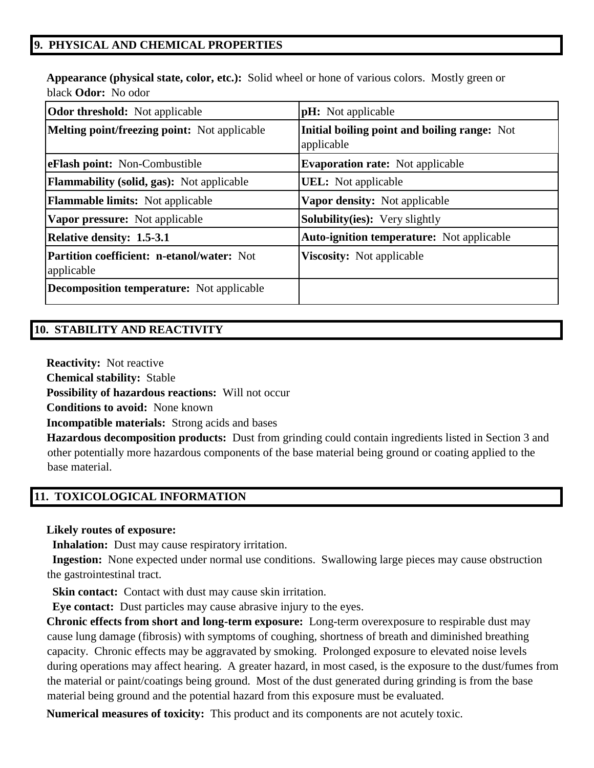## 9. PHYSICAL AND CHEMICAL PROPERTIES

**Appearance (physical state, color, etc.):** Solid wheel or hone of various colors. Mostly green or black **Odor:** No odor

| | |
|---|---|
| **Odor threshold:** Not applicable | **pH:** Not applicable |
| **Melting point/freezing point:** Not applicable | **Initial boiling point and boiling range:** Not applicable |
| **eFlash point:** Non-Combustible | **Evaporation rate:** Not applicable |
| **Flammability (solid, gas):** Not applicable | **UEL:** Not applicable |
| **Flammable limits:** Not applicable | **Vapor density:** Not applicable |
| **Vapor pressure:** Not applicable | **Solubility(ies):** Very slightly |
| **Relative density: 1.5-3.1** | **Auto-ignition temperature:** Not applicable |
| **Partition coefficient: n-etanol/water:** Not applicable | **Viscosity:** Not applicable |
| **Decomposition temperature:** Not applicable | |

## 10. STABILITY AND REACTIVITY

**Reactivity:** Not reactive

**Chemical stability:** Stable

**Possibility of hazardous reactions:** Will not occur

**Conditions to avoid:** None known

**Incompatible materials:** Strong acids and bases

**Hazardous decomposition products:** Dust from grinding could contain ingredients listed in Section 3 and other potentially more hazardous components of the base material being ground or coating applied to the base material.

## 11. TOXICOLOGICAL INFORMATION

**Likely routes of exposure:**

**Inhalation:** Dust may cause respiratory irritation.

**Ingestion:** None expected under normal use conditions. Swallowing large pieces may cause obstruction the gastrointestinal tract.

**Skin contact:** Contact with dust may cause skin irritation.

**Eye contact:** Dust particles may cause abrasive injury to the eyes.

**Chronic effects from short and long-term exposure:** Long-term overexposure to respirable dust may cause lung damage (fibrosis) with symptoms of coughing, shortness of breath and diminished breathing capacity. Chronic effects may be aggravated by smoking. Prolonged exposure to elevated noise levels during operations may affect hearing. A greater hazard, in most cased, is the exposure to the dust/fumes from the material or paint/coatings being ground. Most of the dust generated during grinding is from the base material being ground and the potential hazard from this exposure must be evaluated.

**Numerical measures of toxicity:** This product and its components are not acutely toxic.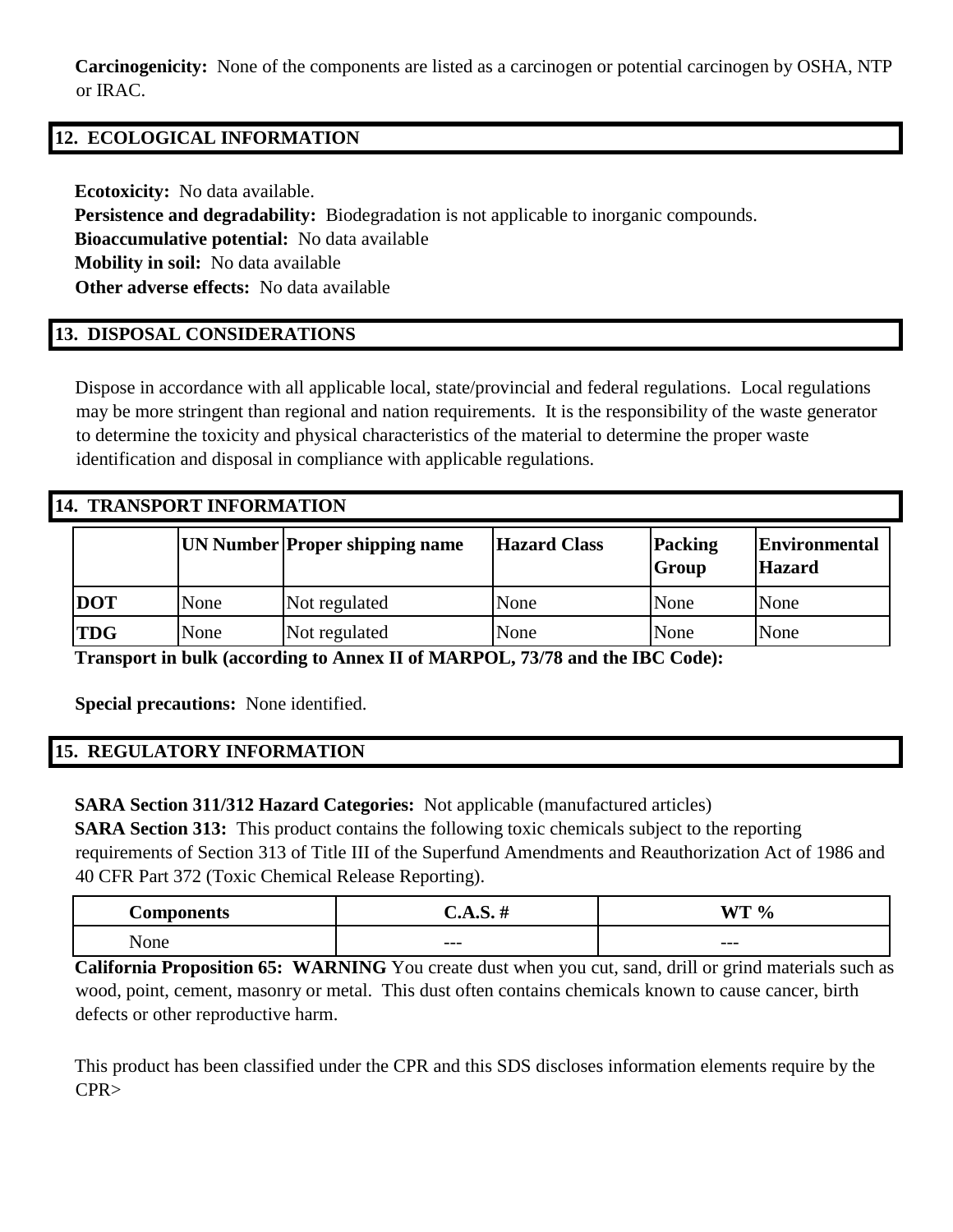**Carcinogenicity:** None of the components are listed as a carcinogen or potential carcinogen by OSHA, NTP or IRAC.

## 12. ECOLOGICAL INFORMATION

**Ecotoxicity:** No data available.
**Persistence and degradability:** Biodegradation is not applicable to inorganic compounds.
**Bioaccumulative potential:** No data available
**Mobility in soil:** No data available
**Other adverse effects:** No data available

## 13. DISPOSAL CONSIDERATIONS

Dispose in accordance with all applicable local, state/provincial and federal regulations. Local regulations may be more stringent than regional and nation requirements. It is the responsibility of the waste generator to determine the toxicity and physical characteristics of the material to determine the proper waste identification and disposal in compliance with applicable regulations.

## 14. TRANSPORT INFORMATION

| | UN Number | Proper shipping name | Hazard Class | Packing Group | Environmental Hazard |
|---|---|---|---|---|---|
| **DOT** | None | Not regulated | None | None | None |
| **TDG** | None | Not regulated | None | None | None |

**Transport in bulk (according to Annex II of MARPOL, 73/78 and the IBC Code):**

**Special precautions:** None identified.

## 15. REGULATORY INFORMATION

**SARA Section 311/312 Hazard Categories:** Not applicable (manufactured articles)
**SARA Section 313:** This product contains the following toxic chemicals subject to the reporting requirements of Section 313 of Title III of the Superfund Amendments and Reauthorization Act of 1986 and 40 CFR Part 372 (Toxic Chemical Release Reporting).

| Components | C.A.S. # | WT % |
|---|---|---|
| None | --- | --- |

**California Proposition 65: WARNING** You create dust when you cut, sand, drill or grind materials such as wood, point, cement, masonry or metal. This dust often contains chemicals known to cause cancer, birth defects or other reproductive harm.

This product has been classified under the CPR and this SDS discloses information elements require by the CPR>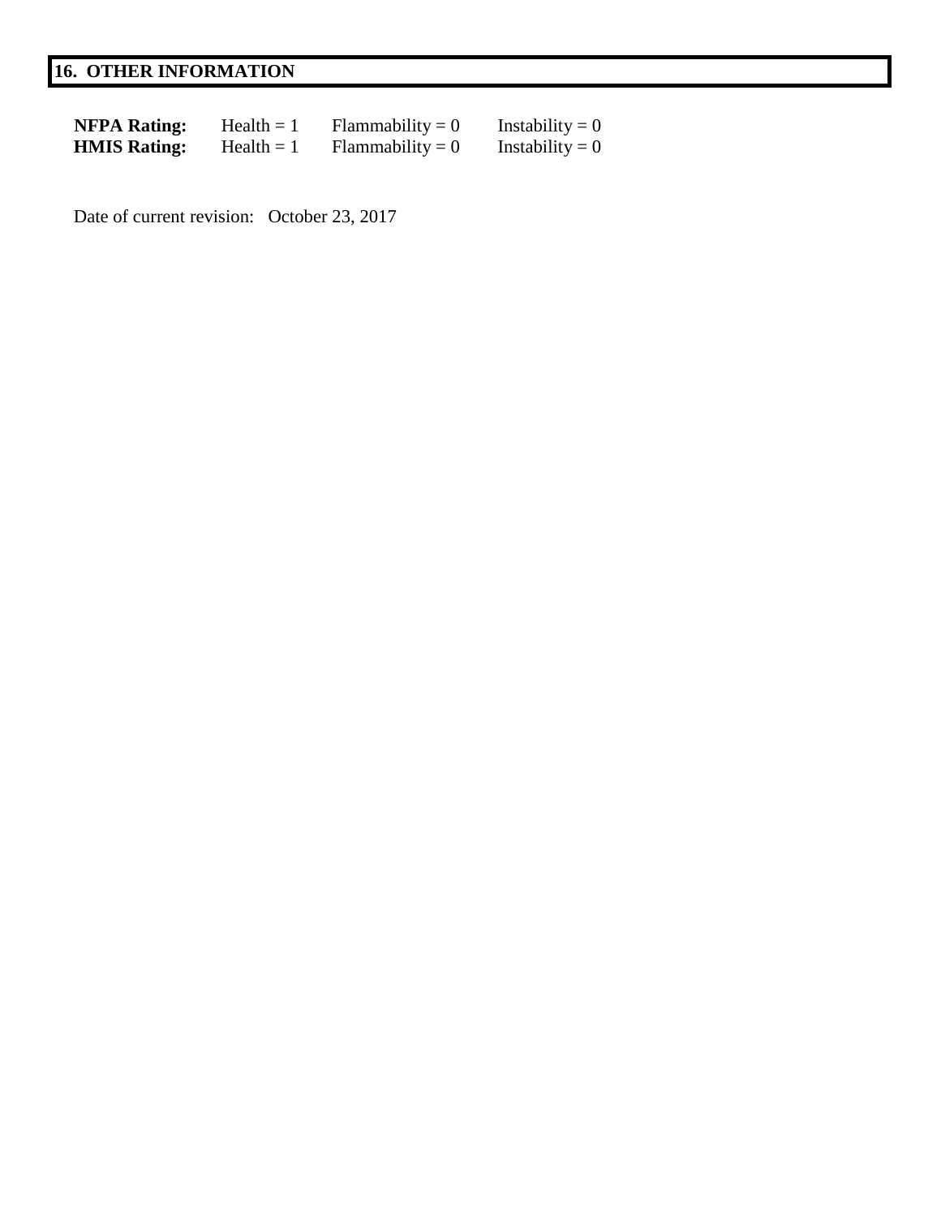## 16. OTHER INFORMATION

| | | | |
|---|---|---|---|
| **NFPA Rating:** | Health = 1 | Flammability = 0 | Instability = 0 |
| **HMIS Rating:** | Health = 1 | Flammability = 0 | Instability = 0 |

Date of current revision: October 23, 2017